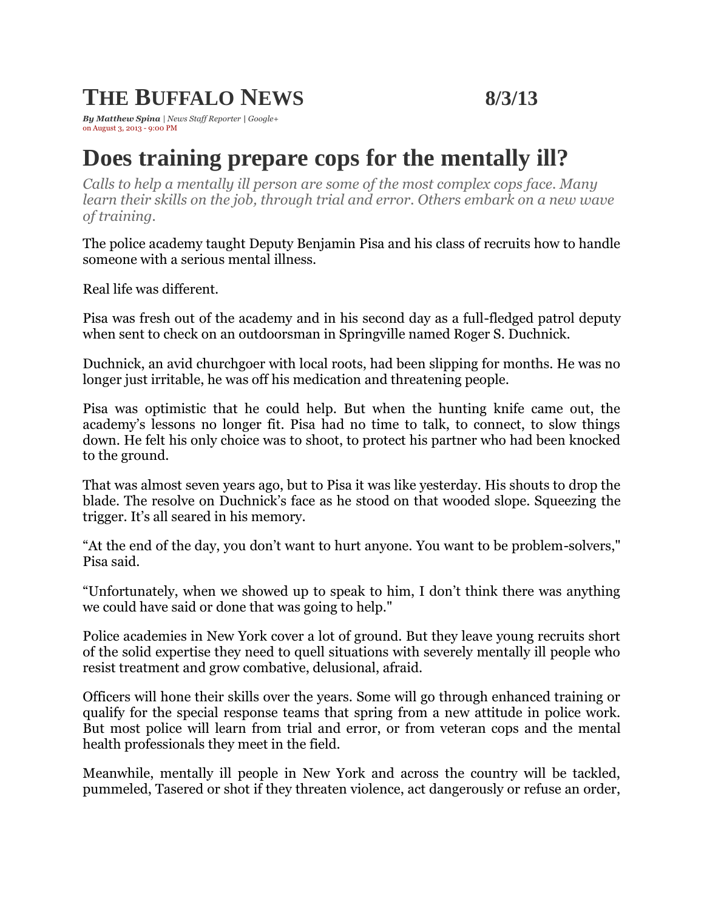# THE BUFFALO NEWS 8/3/13

***By Matthew Spina** | News Staff Reporter | Google+*
on August 3, 2013 - 9:00 PM

# Does training prepare cops for the mentally ill?

*Calls to help a mentally ill person are some of the most complex cops face. Many learn their skills on the job, through trial and error. Others embark on a new wave of training.*

The police academy taught Deputy Benjamin Pisa and his class of recruits how to handle someone with a serious mental illness.

Real life was different.

Pisa was fresh out of the academy and in his second day as a full-fledged patrol deputy when sent to check on an outdoorsman in Springville named Roger S. Duchnick.

Duchnick, an avid churchgoer with local roots, had been slipping for months. He was no longer just irritable, he was off his medication and threatening people.

Pisa was optimistic that he could help. But when the hunting knife came out, the academy's lessons no longer fit. Pisa had no time to talk, to connect, to slow things down. He felt his only choice was to shoot, to protect his partner who had been knocked to the ground.

That was almost seven years ago, but to Pisa it was like yesterday. His shouts to drop the blade. The resolve on Duchnick's face as he stood on that wooded slope. Squeezing the trigger. It's all seared in his memory.

"At the end of the day, you don't want to hurt anyone. You want to be problem-solvers," Pisa said.

"Unfortunately, when we showed up to speak to him, I don't think there was anything we could have said or done that was going to help."

Police academies in New York cover a lot of ground. But they leave young recruits short of the solid expertise they need to quell situations with severely mentally ill people who resist treatment and grow combative, delusional, afraid.

Officers will hone their skills over the years. Some will go through enhanced training or qualify for the special response teams that spring from a new attitude in police work. But most police will learn from trial and error, or from veteran cops and the mental health professionals they meet in the field.

Meanwhile, mentally ill people in New York and across the country will be tackled, pummeled, Tasered or shot if they threaten violence, act dangerously or refuse an order,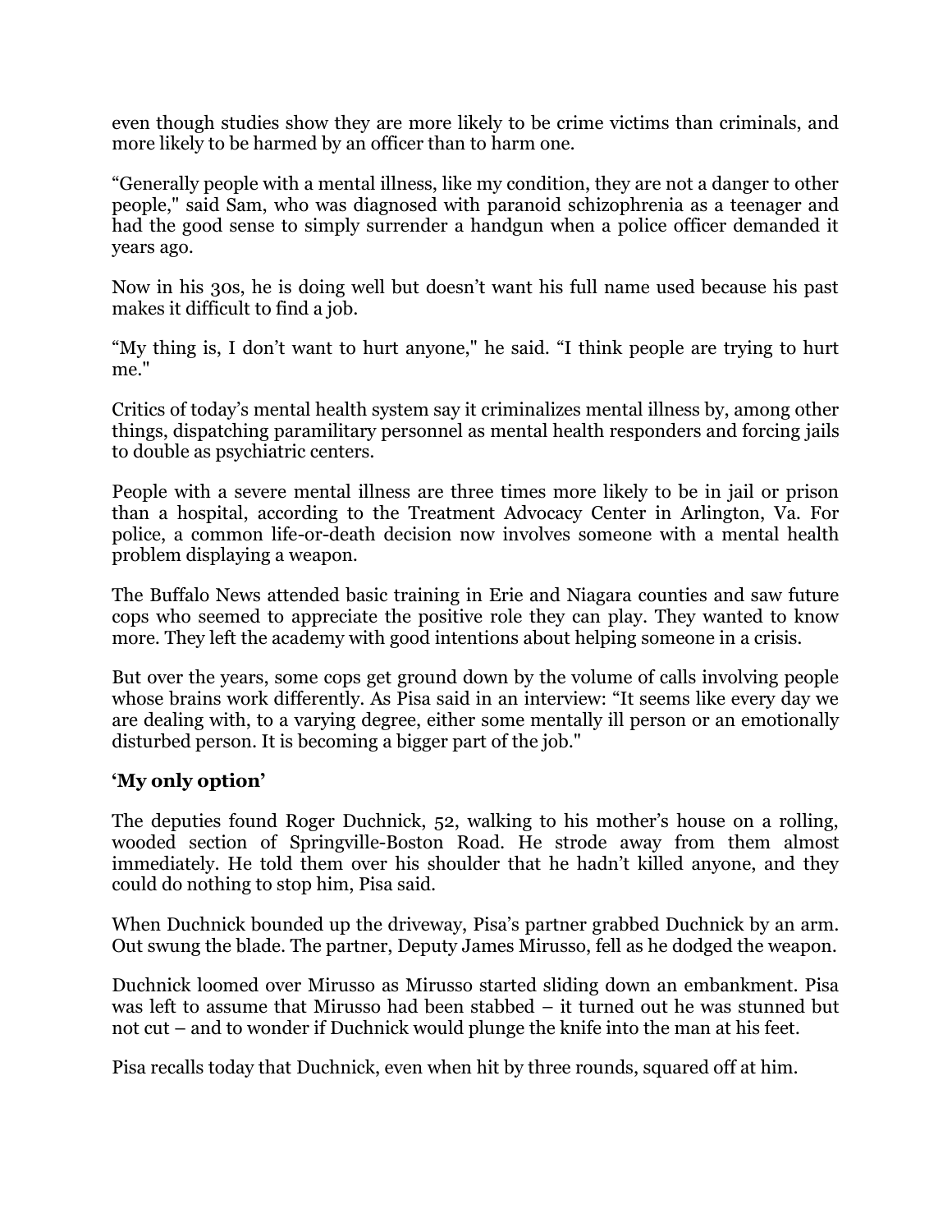even though studies show they are more likely to be crime victims than criminals, and more likely to be harmed by an officer than to harm one.

“Generally people with a mental illness, like my condition, they are not a danger to other people," said Sam, who was diagnosed with paranoid schizophrenia as a teenager and had the good sense to simply surrender a handgun when a police officer demanded it years ago.

Now in his 30s, he is doing well but doesn’t want his full name used because his past makes it difficult to find a job.

“My thing is, I don’t want to hurt anyone," he said. “I think people are trying to hurt me."

Critics of today’s mental health system say it criminalizes mental illness by, among other things, dispatching paramilitary personnel as mental health responders and forcing jails to double as psychiatric centers.

People with a severe mental illness are three times more likely to be in jail or prison than a hospital, according to the Treatment Advocacy Center in Arlington, Va. For police, a common life-or-death decision now involves someone with a mental health problem displaying a weapon.

The Buffalo News attended basic training in Erie and Niagara counties and saw future cops who seemed to appreciate the positive role they can play. They wanted to know more. They left the academy with good intentions about helping someone in a crisis.

But over the years, some cops get ground down by the volume of calls involving people whose brains work differently. As Pisa said in an interview: “It seems like every day we are dealing with, to a varying degree, either some mentally ill person or an emotionally disturbed person. It is becoming a bigger part of the job."

**‘My only option’**

The deputies found Roger Duchnick, 52, walking to his mother’s house on a rolling, wooded section of Springville-Boston Road. He strode away from them almost immediately. He told them over his shoulder that he hadn’t killed anyone, and they could do nothing to stop him, Pisa said.

When Duchnick bounded up the driveway, Pisa’s partner grabbed Duchnick by an arm. Out swung the blade. The partner, Deputy James Mirusso, fell as he dodged the weapon.

Duchnick loomed over Mirusso as Mirusso started sliding down an embankment. Pisa was left to assume that Mirusso had been stabbed – it turned out he was stunned but not cut – and to wonder if Duchnick would plunge the knife into the man at his feet.

Pisa recalls today that Duchnick, even when hit by three rounds, squared off at him.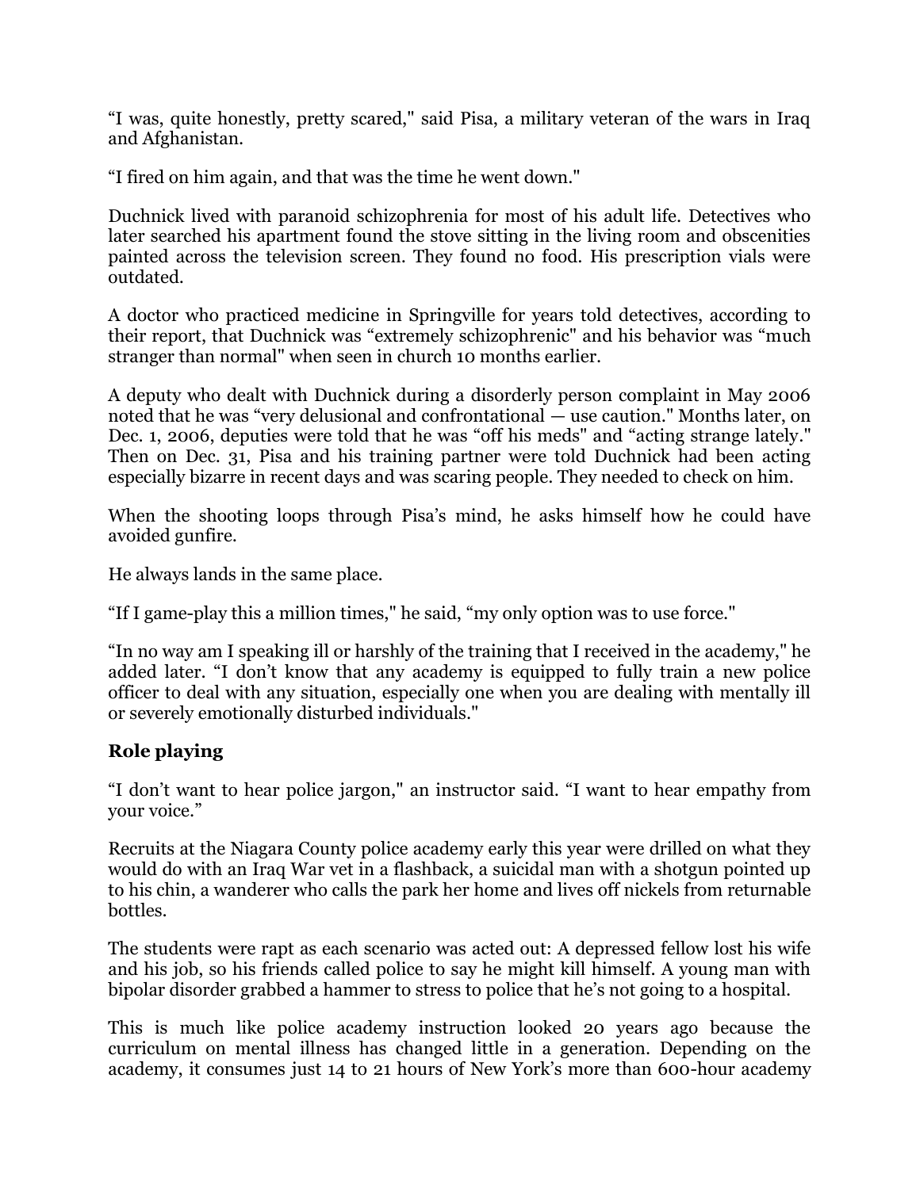“I was, quite honestly, pretty scared," said Pisa, a military veteran of the wars in Iraq and Afghanistan.

“I fired on him again, and that was the time he went down."

Duchnick lived with paranoid schizophrenia for most of his adult life. Detectives who later searched his apartment found the stove sitting in the living room and obscenities painted across the television screen. They found no food. His prescription vials were outdated.

A doctor who practiced medicine in Springville for years told detectives, according to their report, that Duchnick was “extremely schizophrenic" and his behavior was “much stranger than normal" when seen in church 10 months earlier.

A deputy who dealt with Duchnick during a disorderly person complaint in May 2006 noted that he was “very delusional and confrontational — use caution." Months later, on Dec. 1, 2006, deputies were told that he was “off his meds" and “acting strange lately." Then on Dec. 31, Pisa and his training partner were told Duchnick had been acting especially bizarre in recent days and was scaring people. They needed to check on him.

When the shooting loops through Pisa’s mind, he asks himself how he could have avoided gunfire.

He always lands in the same place.

“If I game-play this a million times," he said, “my only option was to use force."

“In no way am I speaking ill or harshly of the training that I received in the academy," he added later. “I don’t know that any academy is equipped to fully train a new police officer to deal with any situation, especially one when you are dealing with mentally ill or severely emotionally disturbed individuals."

## Role playing

“I don’t want to hear police jargon," an instructor said. “I want to hear empathy from your voice.”

Recruits at the Niagara County police academy early this year were drilled on what they would do with an Iraq War vet in a flashback, a suicidal man with a shotgun pointed up to his chin, a wanderer who calls the park her home and lives off nickels from returnable bottles.

The students were rapt as each scenario was acted out: A depressed fellow lost his wife and his job, so his friends called police to say he might kill himself. A young man with bipolar disorder grabbed a hammer to stress to police that he’s not going to a hospital.

This is much like police academy instruction looked 20 years ago because the curriculum on mental illness has changed little in a generation. Depending on the academy, it consumes just 14 to 21 hours of New York’s more than 600-hour academy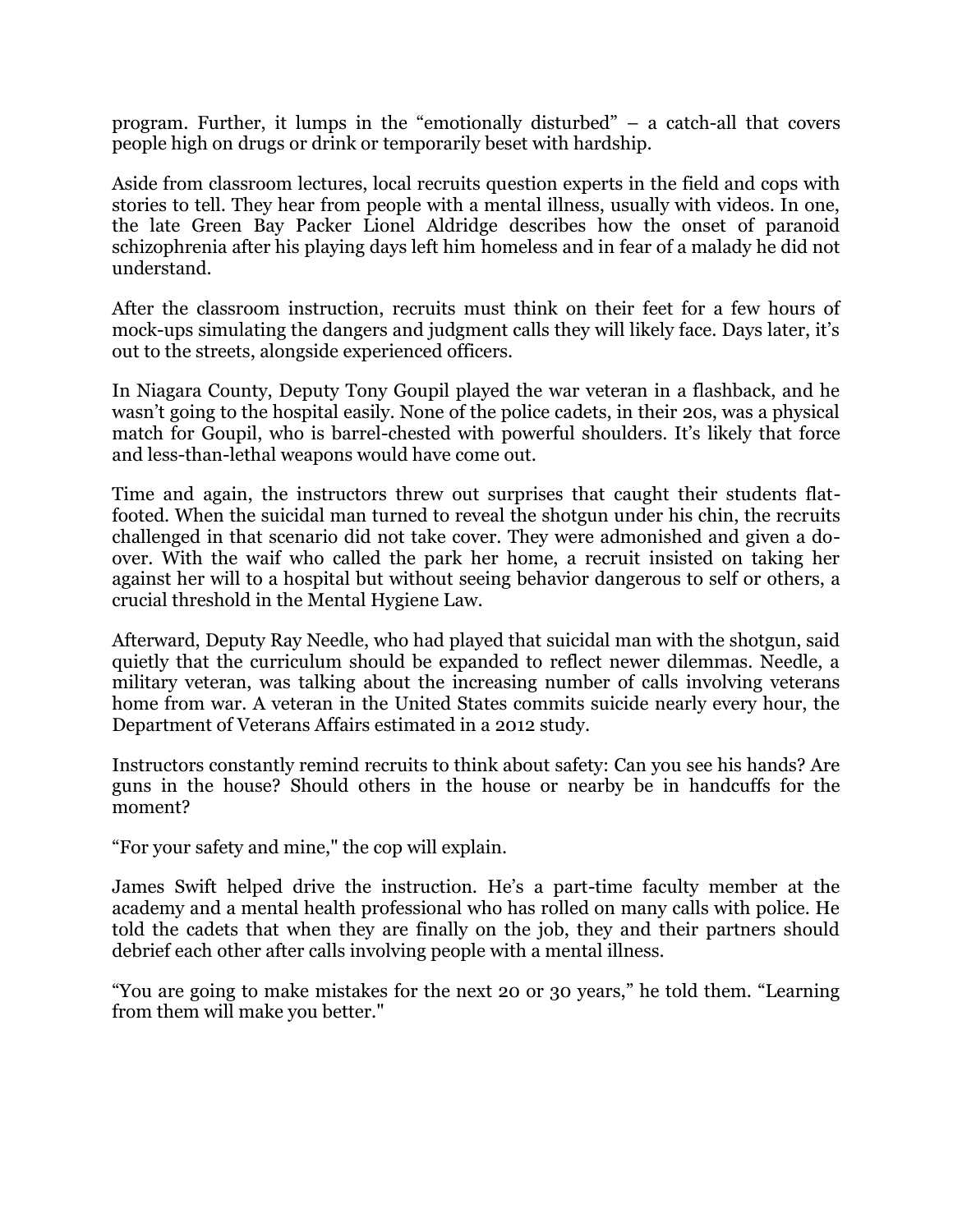program. Further, it lumps in the "emotionally disturbed" – a catch-all that covers people high on drugs or drink or temporarily beset with hardship.

Aside from classroom lectures, local recruits question experts in the field and cops with stories to tell. They hear from people with a mental illness, usually with videos. In one, the late Green Bay Packer Lionel Aldridge describes how the onset of paranoid schizophrenia after his playing days left him homeless and in fear of a malady he did not understand.

After the classroom instruction, recruits must think on their feet for a few hours of mock-ups simulating the dangers and judgment calls they will likely face. Days later, it's out to the streets, alongside experienced officers.

In Niagara County, Deputy Tony Goupil played the war veteran in a flashback, and he wasn't going to the hospital easily. None of the police cadets, in their 20s, was a physical match for Goupil, who is barrel-chested with powerful shoulders. It's likely that force and less-than-lethal weapons would have come out.

Time and again, the instructors threw out surprises that caught their students flat-footed. When the suicidal man turned to reveal the shotgun under his chin, the recruits challenged in that scenario did not take cover. They were admonished and given a do-over. With the waif who called the park her home, a recruit insisted on taking her against her will to a hospital but without seeing behavior dangerous to self or others, a crucial threshold in the Mental Hygiene Law.

Afterward, Deputy Ray Needle, who had played that suicidal man with the shotgun, said quietly that the curriculum should be expanded to reflect newer dilemmas. Needle, a military veteran, was talking about the increasing number of calls involving veterans home from war. A veteran in the United States commits suicide nearly every hour, the Department of Veterans Affairs estimated in a 2012 study.

Instructors constantly remind recruits to think about safety: Can you see his hands? Are guns in the house? Should others in the house or nearby be in handcuffs for the moment?

"For your safety and mine," the cop will explain.

James Swift helped drive the instruction. He's a part-time faculty member at the academy and a mental health professional who has rolled on many calls with police. He told the cadets that when they are finally on the job, they and their partners should debrief each other after calls involving people with a mental illness.

"You are going to make mistakes for the next 20 or 30 years," he told them. "Learning from them will make you better."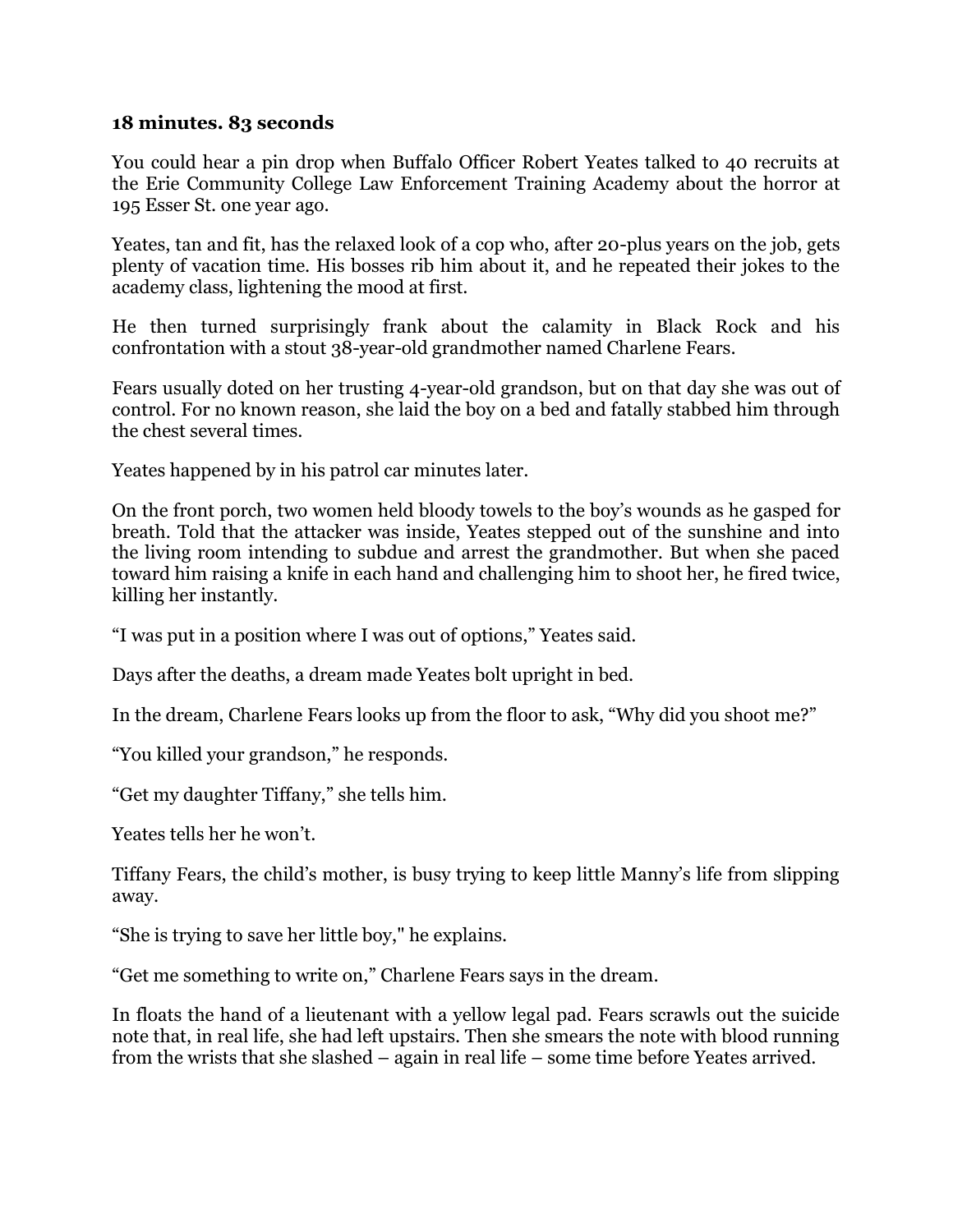**18 minutes. 83 seconds**

You could hear a pin drop when Buffalo Officer Robert Yeates talked to 40 recruits at the Erie Community College Law Enforcement Training Academy about the horror at 195 Esser St. one year ago.

Yeates, tan and fit, has the relaxed look of a cop who, after 20-plus years on the job, gets plenty of vacation time. His bosses rib him about it, and he repeated their jokes to the academy class, lightening the mood at first.

He then turned surprisingly frank about the calamity in Black Rock and his confrontation with a stout 38-year-old grandmother named Charlene Fears.

Fears usually doted on her trusting 4-year-old grandson, but on that day she was out of control. For no known reason, she laid the boy on a bed and fatally stabbed him through the chest several times.

Yeates happened by in his patrol car minutes later.

On the front porch, two women held bloody towels to the boy's wounds as he gasped for breath. Told that the attacker was inside, Yeates stepped out of the sunshine and into the living room intending to subdue and arrest the grandmother. But when she paced toward him raising a knife in each hand and challenging him to shoot her, he fired twice, killing her instantly.

"I was put in a position where I was out of options," Yeates said.

Days after the deaths, a dream made Yeates bolt upright in bed.

In the dream, Charlene Fears looks up from the floor to ask, "Why did you shoot me?"

"You killed your grandson," he responds.

"Get my daughter Tiffany," she tells him.

Yeates tells her he won't.

Tiffany Fears, the child's mother, is busy trying to keep little Manny's life from slipping away.

"She is trying to save her little boy," he explains.

"Get me something to write on," Charlene Fears says in the dream.

In floats the hand of a lieutenant with a yellow legal pad. Fears scrawls out the suicide note that, in real life, she had left upstairs. Then she smears the note with blood running from the wrists that she slashed – again in real life – some time before Yeates arrived.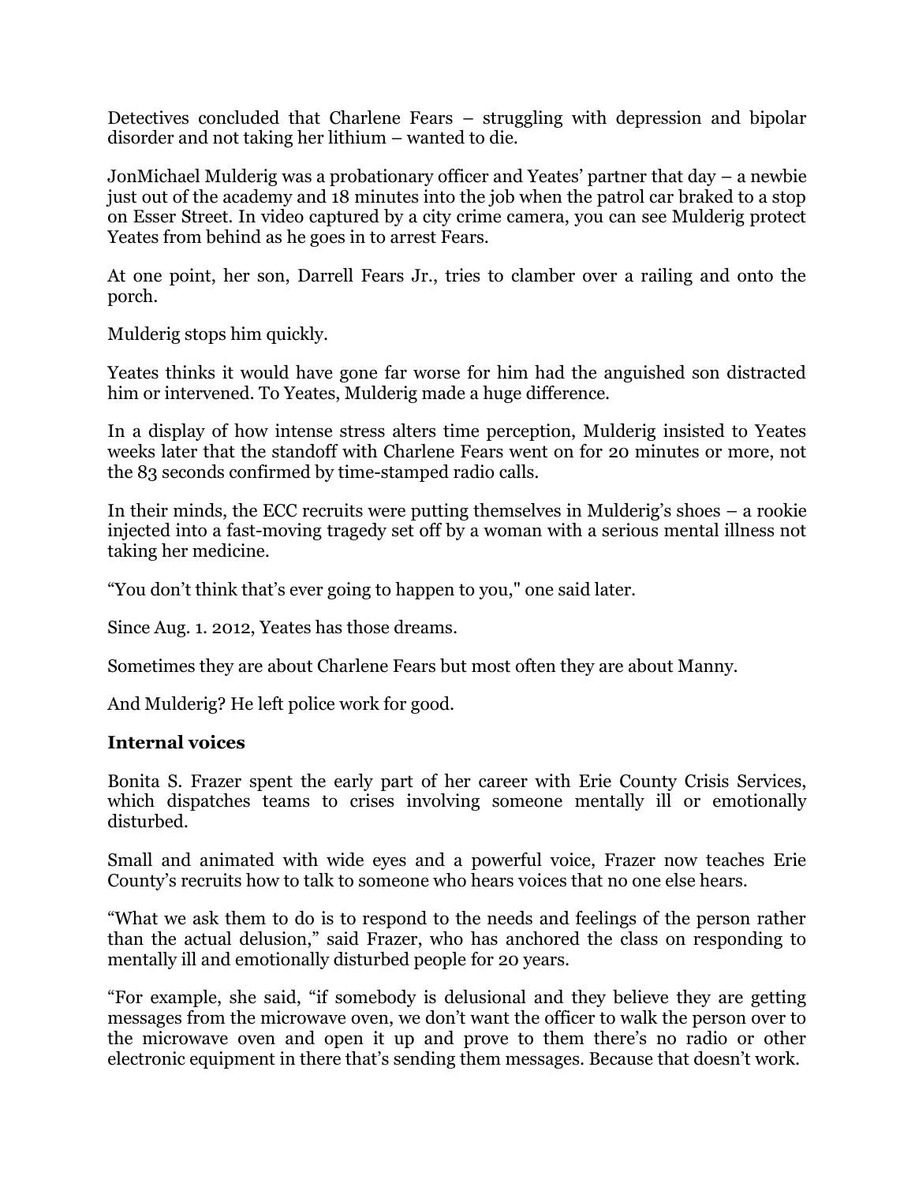Detectives concluded that Charlene Fears – struggling with depression and bipolar disorder and not taking her lithium – wanted to die.

JonMichael Mulderig was a probationary officer and Yeates' partner that day – a newbie just out of the academy and 18 minutes into the job when the patrol car braked to a stop on Esser Street. In video captured by a city crime camera, you can see Mulderig protect Yeates from behind as he goes in to arrest Fears.

At one point, her son, Darrell Fears Jr., tries to clamber over a railing and onto the porch.

Mulderig stops him quickly.

Yeates thinks it would have gone far worse for him had the anguished son distracted him or intervened. To Yeates, Mulderig made a huge difference.

In a display of how intense stress alters time perception, Mulderig insisted to Yeates weeks later that the standoff with Charlene Fears went on for 20 minutes or more, not the 83 seconds confirmed by time-stamped radio calls.

In their minds, the ECC recruits were putting themselves in Mulderig's shoes – a rookie injected into a fast-moving tragedy set off by a woman with a serious mental illness not taking her medicine.

"You don't think that's ever going to happen to you," one said later.

Since Aug. 1. 2012, Yeates has those dreams.

Sometimes they are about Charlene Fears but most often they are about Manny.

And Mulderig? He left police work for good.

**Internal voices**

Bonita S. Frazer spent the early part of her career with Erie County Crisis Services, which dispatches teams to crises involving someone mentally ill or emotionally disturbed.

Small and animated with wide eyes and a powerful voice, Frazer now teaches Erie County's recruits how to talk to someone who hears voices that no one else hears.

"What we ask them to do is to respond to the needs and feelings of the person rather than the actual delusion," said Frazer, who has anchored the class on responding to mentally ill and emotionally disturbed people for 20 years.

"For example, she said, "if somebody is delusional and they believe they are getting messages from the microwave oven, we don't want the officer to walk the person over to the microwave oven and open it up and prove to them there's no radio or other electronic equipment in there that's sending them messages. Because that doesn't work.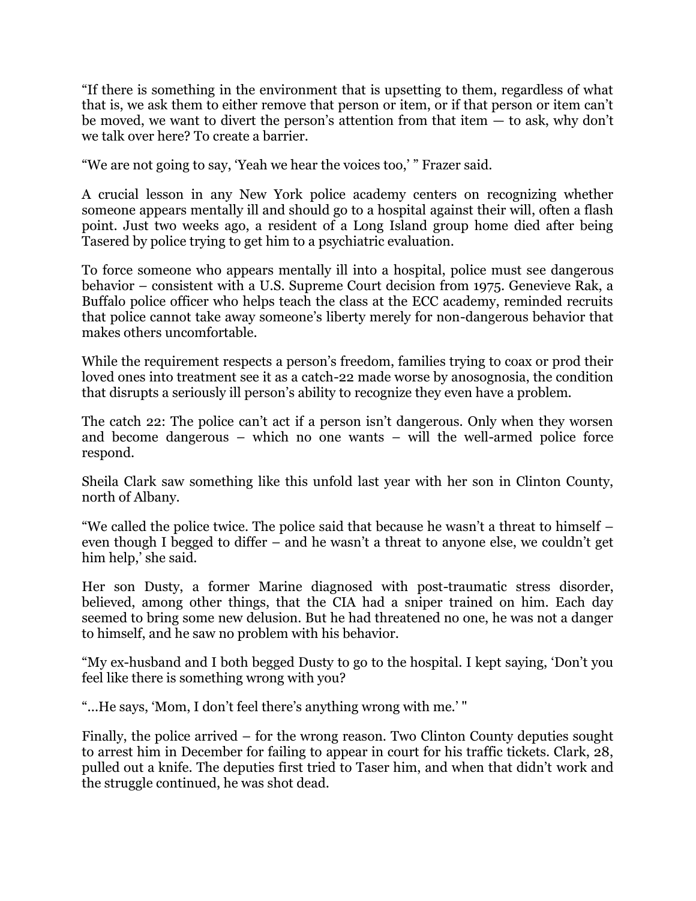"If there is something in the environment that is upsetting to them, regardless of what that is, we ask them to either remove that person or item, or if that person or item can't be moved, we want to divert the person's attention from that item — to ask, why don't we talk over here? To create a barrier.

"We are not going to say, 'Yeah we hear the voices too,' " Frazer said.

A crucial lesson in any New York police academy centers on recognizing whether someone appears mentally ill and should go to a hospital against their will, often a flash point. Just two weeks ago, a resident of a Long Island group home died after being Tasered by police trying to get him to a psychiatric evaluation.

To force someone who appears mentally ill into a hospital, police must see dangerous behavior – consistent with a U.S. Supreme Court decision from 1975. Genevieve Rak, a Buffalo police officer who helps teach the class at the ECC academy, reminded recruits that police cannot take away someone's liberty merely for non-dangerous behavior that makes others uncomfortable.

While the requirement respects a person's freedom, families trying to coax or prod their loved ones into treatment see it as a catch-22 made worse by anosognosia, the condition that disrupts a seriously ill person's ability to recognize they even have a problem.

The catch 22: The police can't act if a person isn't dangerous. Only when they worsen and become dangerous – which no one wants – will the well-armed police force respond.

Sheila Clark saw something like this unfold last year with her son in Clinton County, north of Albany.

"We called the police twice. The police said that because he wasn't a threat to himself – even though I begged to differ – and he wasn't a threat to anyone else, we couldn't get him help,' she said.

Her son Dusty, a former Marine diagnosed with post-traumatic stress disorder, believed, among other things, that the CIA had a sniper trained on him. Each day seemed to bring some new delusion. But he had threatened no one, he was not a danger to himself, and he saw no problem with his behavior.

"My ex-husband and I both begged Dusty to go to the hospital. I kept saying, 'Don't you feel like there is something wrong with you?

"…He says, 'Mom, I don't feel there's anything wrong with me.' "

Finally, the police arrived – for the wrong reason. Two Clinton County deputies sought to arrest him in December for failing to appear in court for his traffic tickets. Clark, 28, pulled out a knife. The deputies first tried to Taser him, and when that didn't work and the struggle continued, he was shot dead.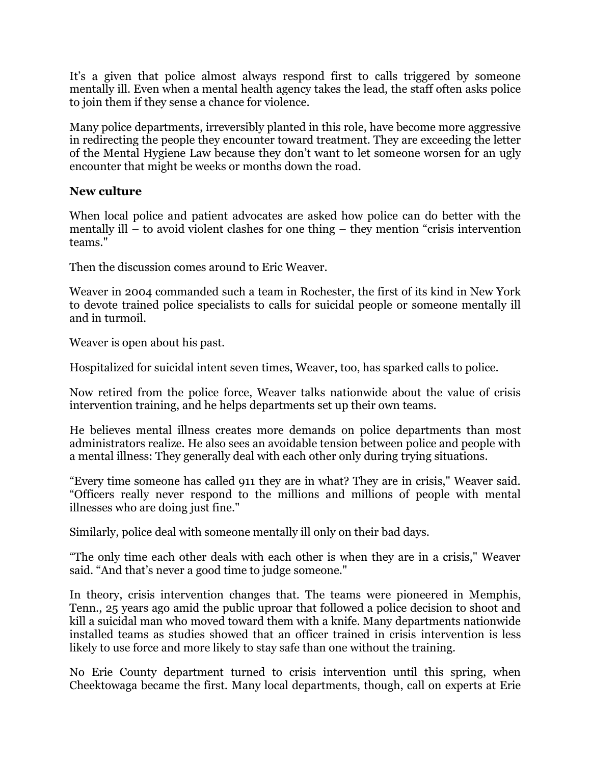It's a given that police almost always respond first to calls triggered by someone mentally ill. Even when a mental health agency takes the lead, the staff often asks police to join them if they sense a chance for violence.

Many police departments, irreversibly planted in this role, have become more aggressive in redirecting the people they encounter toward treatment. They are exceeding the letter of the Mental Hygiene Law because they don't want to let someone worsen for an ugly encounter that might be weeks or months down the road.

**New culture**

When local police and patient advocates are asked how police can do better with the mentally ill – to avoid violent clashes for one thing – they mention "crisis intervention teams."

Then the discussion comes around to Eric Weaver.

Weaver in 2004 commanded such a team in Rochester, the first of its kind in New York to devote trained police specialists to calls for suicidal people or someone mentally ill and in turmoil.

Weaver is open about his past.

Hospitalized for suicidal intent seven times, Weaver, too, has sparked calls to police.

Now retired from the police force, Weaver talks nationwide about the value of crisis intervention training, and he helps departments set up their own teams.

He believes mental illness creates more demands on police departments than most administrators realize. He also sees an avoidable tension between police and people with a mental illness: They generally deal with each other only during trying situations.

"Every time someone has called 911 they are in what? They are in crisis," Weaver said. "Officers really never respond to the millions and millions of people with mental illnesses who are doing just fine."

Similarly, police deal with someone mentally ill only on their bad days.

"The only time each other deals with each other is when they are in a crisis," Weaver said. "And that's never a good time to judge someone."

In theory, crisis intervention changes that. The teams were pioneered in Memphis, Tenn., 25 years ago amid the public uproar that followed a police decision to shoot and kill a suicidal man who moved toward them with a knife. Many departments nationwide installed teams as studies showed that an officer trained in crisis intervention is less likely to use force and more likely to stay safe than one without the training.

No Erie County department turned to crisis intervention until this spring, when Cheektowaga became the first. Many local departments, though, call on experts at Erie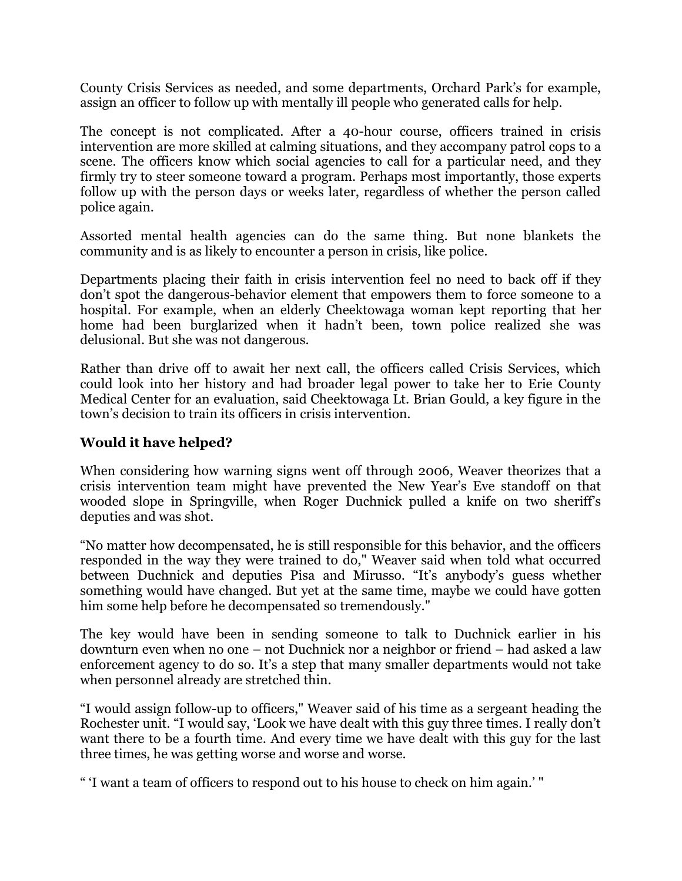County Crisis Services as needed, and some departments, Orchard Park's for example, assign an officer to follow up with mentally ill people who generated calls for help.

The concept is not complicated. After a 40-hour course, officers trained in crisis intervention are more skilled at calming situations, and they accompany patrol cops to a scene. The officers know which social agencies to call for a particular need, and they firmly try to steer someone toward a program. Perhaps most importantly, those experts follow up with the person days or weeks later, regardless of whether the person called police again.

Assorted mental health agencies can do the same thing. But none blankets the community and is as likely to encounter a person in crisis, like police.

Departments placing their faith in crisis intervention feel no need to back off if they don't spot the dangerous-behavior element that empowers them to force someone to a hospital. For example, when an elderly Cheektowaga woman kept reporting that her home had been burglarized when it hadn't been, town police realized she was delusional. But she was not dangerous.

Rather than drive off to await her next call, the officers called Crisis Services, which could look into her history and had broader legal power to take her to Erie County Medical Center for an evaluation, said Cheektowaga Lt. Brian Gould, a key figure in the town's decision to train its officers in crisis intervention.

## Would it have helped?

When considering how warning signs went off through 2006, Weaver theorizes that a crisis intervention team might have prevented the New Year's Eve standoff on that wooded slope in Springville, when Roger Duchnick pulled a knife on two sheriff's deputies and was shot.

"No matter how decompensated, he is still responsible for this behavior, and the officers responded in the way they were trained to do," Weaver said when told what occurred between Duchnick and deputies Pisa and Mirusso. "It's anybody's guess whether something would have changed. But yet at the same time, maybe we could have gotten him some help before he decompensated so tremendously."

The key would have been in sending someone to talk to Duchnick earlier in his downturn even when no one – not Duchnick nor a neighbor or friend – had asked a law enforcement agency to do so. It's a step that many smaller departments would not take when personnel already are stretched thin.

"I would assign follow-up to officers," Weaver said of his time as a sergeant heading the Rochester unit. "I would say, 'Look we have dealt with this guy three times. I really don't want there to be a fourth time. And every time we have dealt with this guy for the last three times, he was getting worse and worse and worse.

" 'I want a team of officers to respond out to his house to check on him again.' "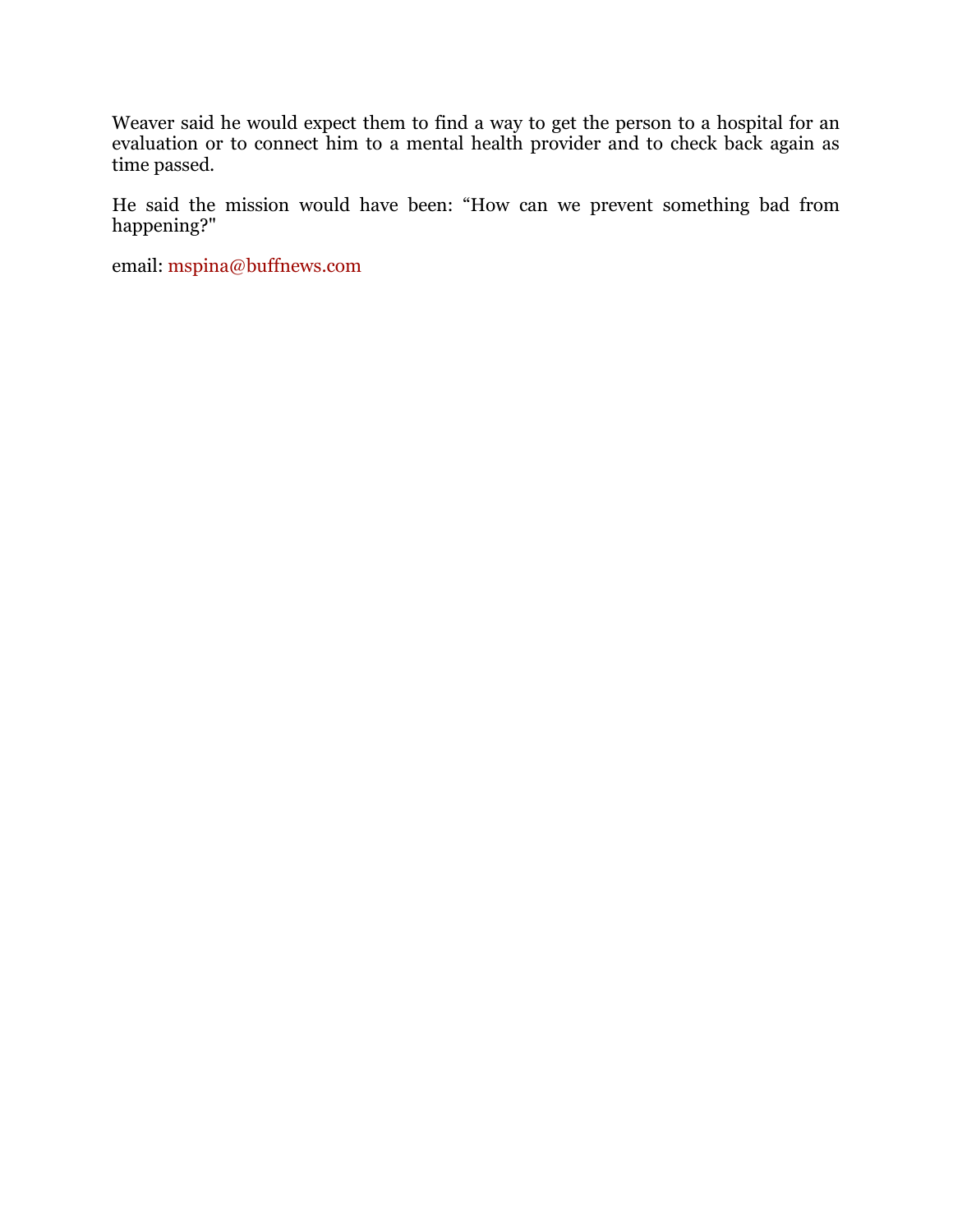Weaver said he would expect them to find a way to get the person to a hospital for an evaluation or to connect him to a mental health provider and to check back again as time passed.

He said the mission would have been: “How can we prevent something bad from happening?"

email: mspina@buffnews.com